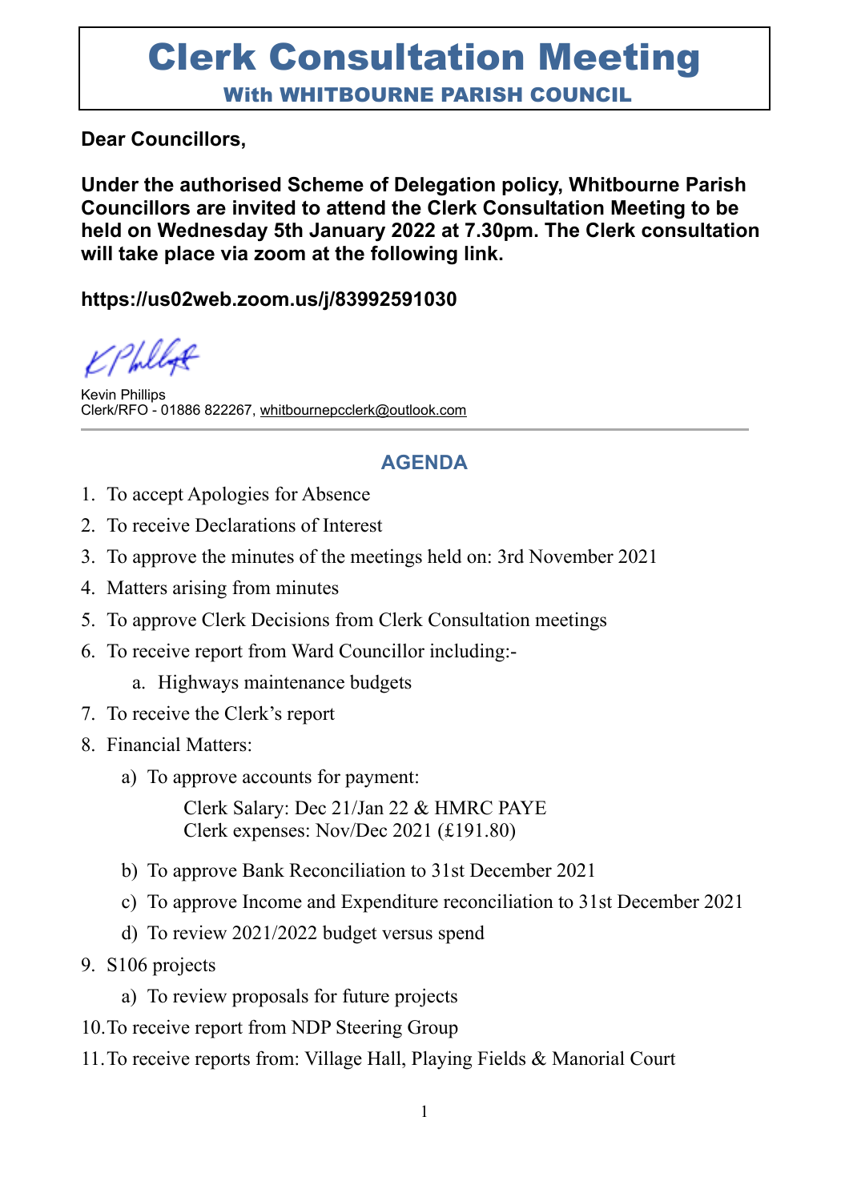# Clerk Consultation Meeting

## With WHITBOURNE PARISH COUNCIL

**Dear Councillors,**

**Under the authorised Scheme of Delegation policy, Whitbourne Parish Councillors are invited to attend the Clerk Consultation Meeting to be held on Wednesday 5th January 2022 at 7.30pm. The Clerk consultation will take place via zoom at the following link.**

**https://us02web.zoom.us/j/83992591030**

Kevin Phillips
Clerk/RFO - 01886 822267, whitbournepcclerk@outlook.com

---

## AGENDA

1. To accept Apologies for Absence
2. To receive Declarations of Interest
3. To approve the minutes of the meetings held on: 3rd November 2021
4. Matters arising from minutes
5. To approve Clerk Decisions from Clerk Consultation meetings
6. To receive report from Ward Councillor including:-
    a. Highways maintenance budgets
7. To receive the Clerk's report
8. Financial Matters:
    a) To approve accounts for payment:
       Clerk Salary: Dec 21/Jan 22 & HMRC PAYE
       Clerk expenses: Nov/Dec 2021 (£191.80)
    b) To approve Bank Reconciliation to 31st December 2021
    c) To approve Income and Expenditure reconciliation to 31st December 2021
    d) To review 2021/2022 budget versus spend
9. S106 projects
    a) To review proposals for future projects
10. To receive report from NDP Steering Group
11. To receive reports from: Village Hall, Playing Fields & Manorial Court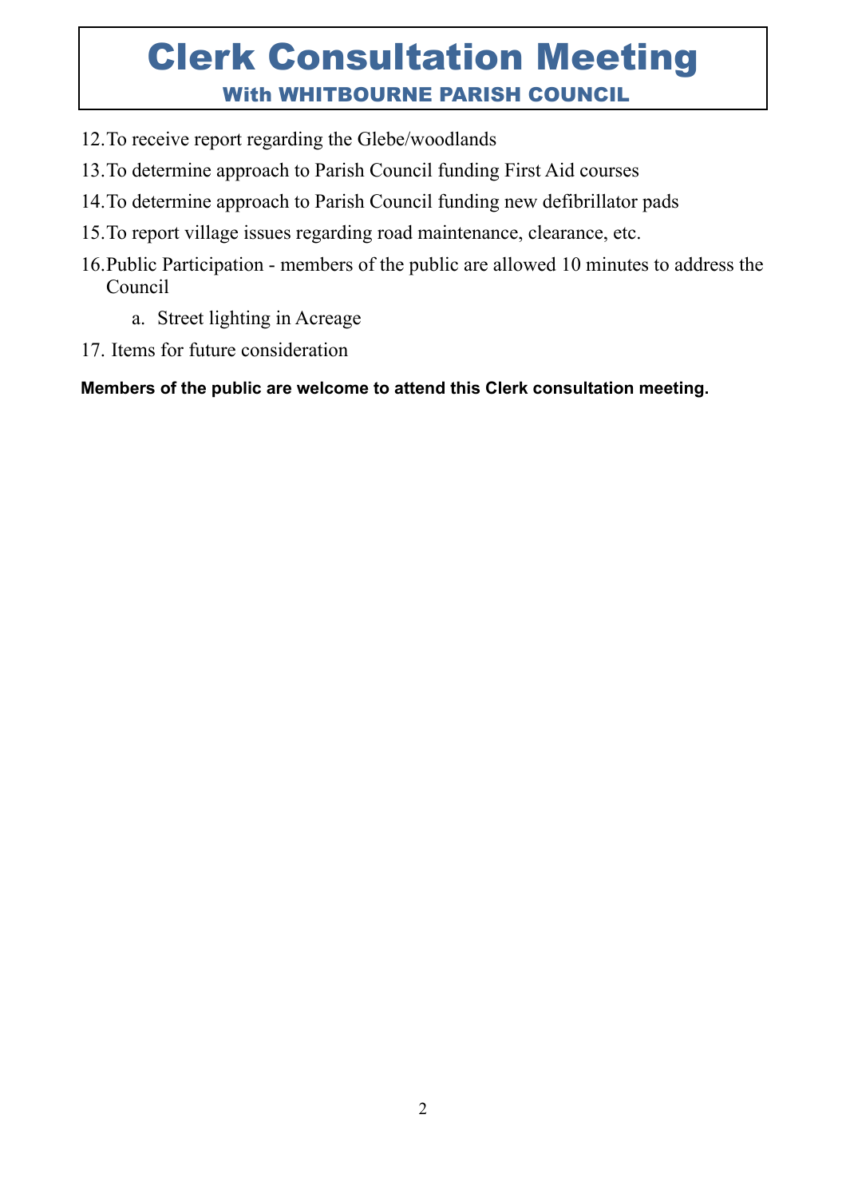# Clerk Consultation Meeting

## With WHITBOURNE PARISH COUNCIL

12. To receive report regarding the Glebe/woodlands
13. To determine approach to Parish Council funding First Aid courses
14. To determine approach to Parish Council funding new defibrillator pads
15. To report village issues regarding road maintenance, clearance, etc.
16. Public Participation - members of the public are allowed 10 minutes to address the Council
    a. Street lighting in Acreage
17. Items for future consideration

**Members of the public are welcome to attend this Clerk consultation meeting.**